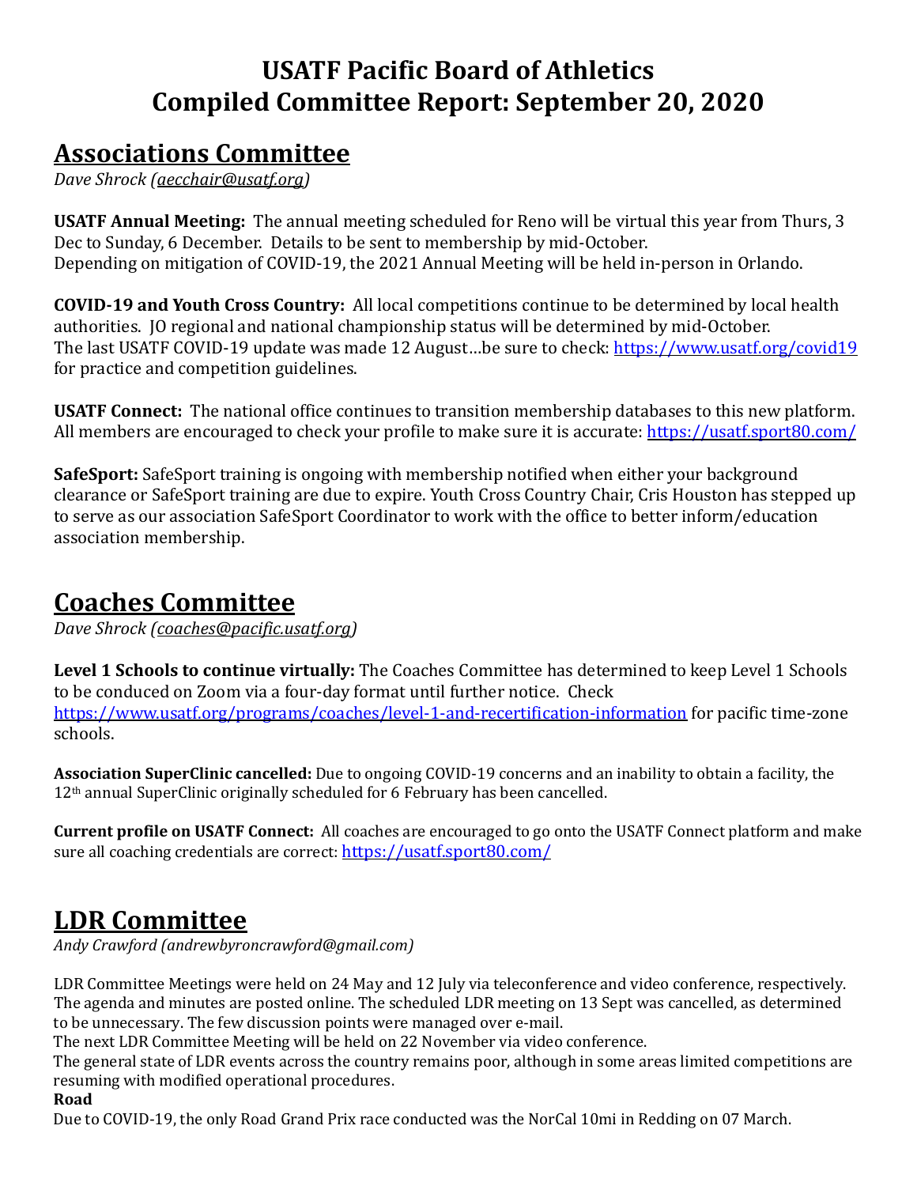# USATF Pacific Board of Athletics
# Compiled Committee Report: September 20, 2020

## Associations Committee

*Dave Shrock (aecchair@usatf.org)*

**USATF Annual Meeting:** The annual meeting scheduled for Reno will be virtual this year from Thurs, 3 Dec to Sunday, 6 December. Details to be sent to membership by mid-October.
Depending on mitigation of COVID-19, the 2021 Annual Meeting will be held in-person in Orlando.

**COVID-19 and Youth Cross Country:** All local competitions continue to be determined by local health authorities. JO regional and national championship status will be determined by mid-October.
The last USATF COVID-19 update was made 12 August…be sure to check: https://www.usatf.org/covid19 for practice and competition guidelines.

**USATF Connect:** The national office continues to transition membership databases to this new platform. All members are encouraged to check your profile to make sure it is accurate: https://usatf.sport80.com/

**SafeSport:** SafeSport training is ongoing with membership notified when either your background clearance or SafeSport training are due to expire. Youth Cross Country Chair, Cris Houston has stepped up to serve as our association SafeSport Coordinator to work with the office to better inform/education association membership.

## Coaches Committee

*Dave Shrock (coaches@pacific.usatf.org)*

**Level 1 Schools to continue virtually:** The Coaches Committee has determined to keep Level 1 Schools to be conduced on Zoom via a four-day format until further notice. Check https://www.usatf.org/programs/coaches/level-1-and-recertification-information for pacific time-zone schools.

**Association SuperClinic cancelled:** Due to ongoing COVID-19 concerns and an inability to obtain a facility, the 12th annual SuperClinic originally scheduled for 6 February has been cancelled.

**Current profile on USATF Connect:** All coaches are encouraged to go onto the USATF Connect platform and make sure all coaching credentials are correct: https://usatf.sport80.com/

## LDR Committee

*Andy Crawford (andrewbyroncrawford@gmail.com)*

LDR Committee Meetings were held on 24 May and 12 July via teleconference and video conference, respectively. The agenda and minutes are posted online. The scheduled LDR meeting on 13 Sept was cancelled, as determined to be unnecessary. The few discussion points were managed over e-mail.
The next LDR Committee Meeting will be held on 22 November via video conference.
The general state of LDR events across the country remains poor, although in some areas limited competitions are resuming with modified operational procedures.

**Road**

Due to COVID-19, the only Road Grand Prix race conducted was the NorCal 10mi in Redding on 07 March.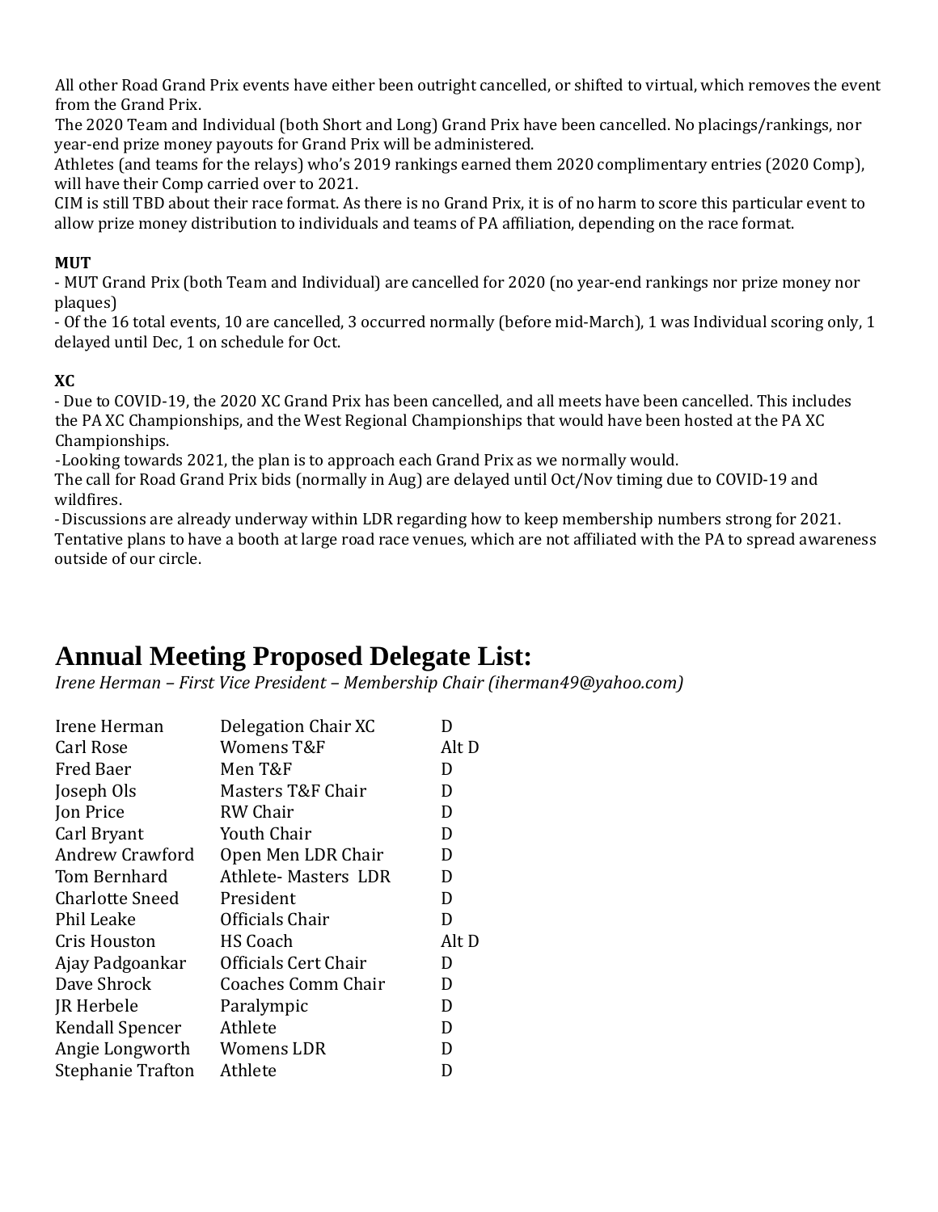All other Road Grand Prix events have either been outright cancelled, or shifted to virtual, which removes the event from the Grand Prix.

The 2020 Team and Individual (both Short and Long) Grand Prix have been cancelled. No placings/rankings, nor year-end prize money payouts for Grand Prix will be administered.

Athletes (and teams for the relays) who's 2019 rankings earned them 2020 complimentary entries (2020 Comp), will have their Comp carried over to 2021.

CIM is still TBD about their race format. As there is no Grand Prix, it is of no harm to score this particular event to allow prize money distribution to individuals and teams of PA affiliation, depending on the race format.

**MUT**

- MUT Grand Prix (both Team and Individual) are cancelled for 2020 (no year-end rankings nor prize money nor plaques)
- Of the 16 total events, 10 are cancelled, 3 occurred normally (before mid-March), 1 was Individual scoring only, 1 delayed until Dec, 1 on schedule for Oct.

**XC**

- Due to COVID-19, the 2020 XC Grand Prix has been cancelled, and all meets have been cancelled. This includes the PA XC Championships, and the West Regional Championships that would have been hosted at the PA XC Championships.

-Looking towards 2021, the plan is to approach each Grand Prix as we normally would.

The call for Road Grand Prix bids (normally in Aug) are delayed until Oct/Nov timing due to COVID-19 and wildfires.

-Discussions are already underway within LDR regarding how to keep membership numbers strong for 2021. Tentative plans to have a booth at large road race venues, which are not affiliated with the PA to spread awareness outside of our circle.

## Annual Meeting Proposed Delegate List:

*Irene Herman – First Vice President – Membership Chair (iherman49@yahoo.com)*

| | | |
|---|---|---|
| Irene Herman | Delegation Chair XC | D |
| Carl Rose | Womens T&F | Alt D |
| Fred Baer | Men T&F | D |
| Joseph Ols | Masters T&F Chair | D |
| Jon Price | RW Chair | D |
| Carl Bryant | Youth Chair | D |
| Andrew Crawford | Open Men LDR Chair | D |
| Tom Bernhard | Athlete- Masters LDR | D |
| Charlotte Sneed | President | D |
| Phil Leake | Officials Chair | D |
| Cris Houston | HS Coach | Alt D |
| Ajay Padgoankar | Officials Cert Chair | D |
| Dave Shrock | Coaches Comm Chair | D |
| JR Herbele | Paralympic | D |
| Kendall Spencer | Athlete | D |
| Angie Longworth | Womens LDR | D |
| Stephanie Trafton | Athlete | D |